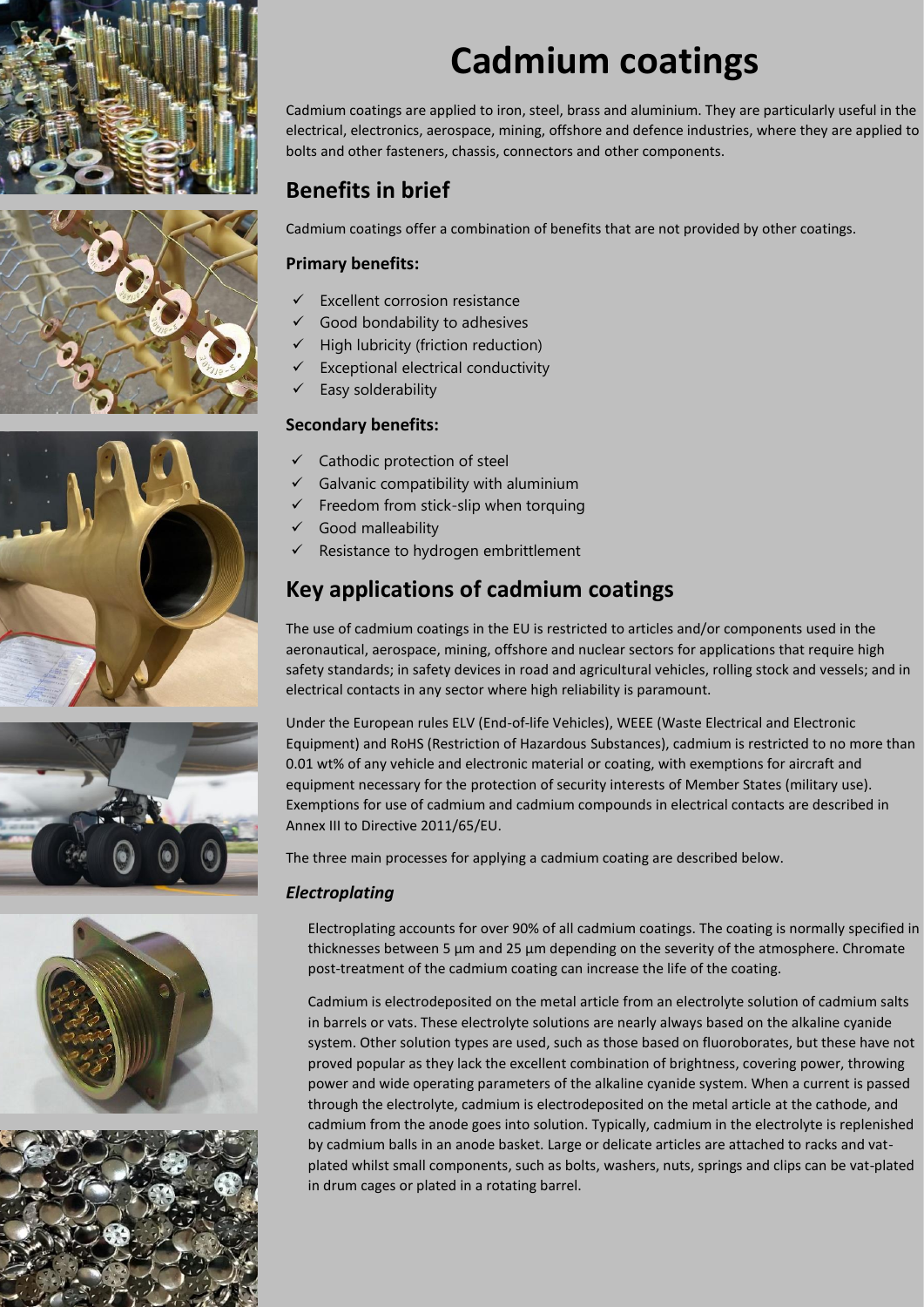# Cadmium coatings

Cadmium coatings are applied to iron, steel, brass and aluminium. They are particularly useful in the electrical, electronics, aerospace, mining, offshore and defence industries, where they are applied to bolts and other fasteners, chassis, connectors and other components.

## Benefits in brief

Cadmium coatings offer a combination of benefits that are not provided by other coatings.

### Primary benefits:

- ✓ Excellent corrosion resistance
- ✓ Good bondability to adhesives
- ✓ High lubricity (friction reduction)
- ✓ Exceptional electrical conductivity
- ✓ Easy solderability

### Secondary benefits:

- ✓ Cathodic protection of steel
- ✓ Galvanic compatibility with aluminium
- ✓ Freedom from stick-slip when torquing
- ✓ Good malleability
- ✓ Resistance to hydrogen embrittlement

## Key applications of cadmium coatings

The use of cadmium coatings in the EU is restricted to articles and/or components used in the aeronautical, aerospace, mining, offshore and nuclear sectors for applications that require high safety standards; in safety devices in road and agricultural vehicles, rolling stock and vessels; and in electrical contacts in any sector where high reliability is paramount.

Under the European rules ELV (End-of-life Vehicles), WEEE (Waste Electrical and Electronic Equipment) and RoHS (Restriction of Hazardous Substances), cadmium is restricted to no more than 0.01 wt% of any vehicle and electronic material or coating, with exemptions for aircraft and equipment necessary for the protection of security interests of Member States (military use). Exemptions for use of cadmium and cadmium compounds in electrical contacts are described in Annex III to Directive 2011/65/EU.

The three main processes for applying a cadmium coating are described below.

### *Electroplating*

Electroplating accounts for over 90% of all cadmium coatings. The coating is normally specified in thicknesses between 5 µm and 25 µm depending on the severity of the atmosphere. Chromate post-treatment of the cadmium coating can increase the life of the coating.

Cadmium is electrodeposited on the metal article from an electrolyte solution of cadmium salts in barrels or vats. These electrolyte solutions are nearly always based on the alkaline cyanide system. Other solution types are used, such as those based on fluoroborates, but these have not proved popular as they lack the excellent combination of brightness, covering power, throwing power and wide operating parameters of the alkaline cyanide system. When a current is passed through the electrolyte, cadmium is electrodeposited on the metal article at the cathode, and cadmium from the anode goes into solution. Typically, cadmium in the electrolyte is replenished by cadmium balls in an anode basket. Large or delicate articles are attached to racks and vat-plated whilst small components, such as bolts, washers, nuts, springs and clips can be vat-plated in drum cages or plated in a rotating barrel.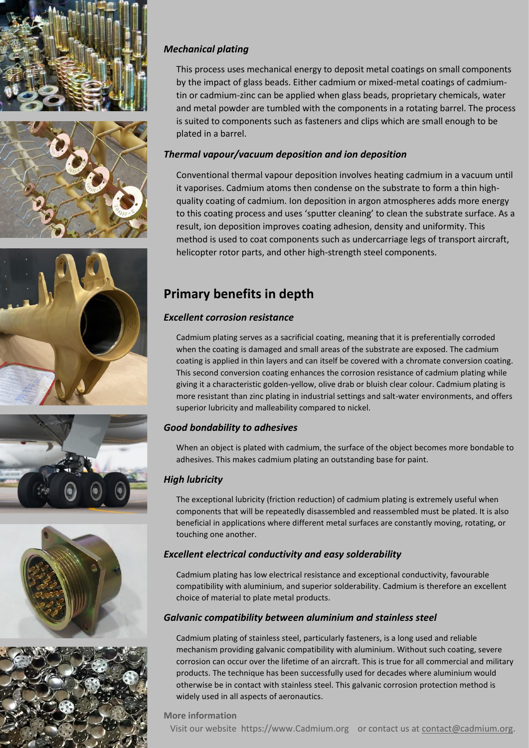### *Mechanical plating*

This process uses mechanical energy to deposit metal coatings on small components by the impact of glass beads. Either cadmium or mixed-metal coatings of cadmium-tin or cadmium-zinc can be applied when glass beads, proprietary chemicals, water and metal powder are tumbled with the components in a rotating barrel. The process is suited to components such as fasteners and clips which are small enough to be plated in a barrel.

### *Thermal vapour/vacuum deposition and ion deposition*

Conventional thermal vapour deposition involves heating cadmium in a vacuum until it vaporises. Cadmium atoms then condense on the substrate to form a thin high-quality coating of cadmium. Ion deposition in argon atmospheres adds more energy to this coating process and uses 'sputter cleaning' to clean the substrate surface. As a result, ion deposition improves coating adhesion, density and uniformity. This method is used to coat components such as undercarriage legs of transport aircraft, helicopter rotor parts, and other high-strength steel components.

## Primary benefits in depth

### *Excellent corrosion resistance*

Cadmium plating serves as a sacrificial coating, meaning that it is preferentially corroded when the coating is damaged and small areas of the substrate are exposed. The cadmium coating is applied in thin layers and can itself be covered with a chromate conversion coating. This second conversion coating enhances the corrosion resistance of cadmium plating while giving it a characteristic golden-yellow, olive drab or bluish clear colour. Cadmium plating is more resistant than zinc plating in industrial settings and salt-water environments, and offers superior lubricity and malleability compared to nickel.

### *Good bondability to adhesives*

When an object is plated with cadmium, the surface of the object becomes more bondable to adhesives. This makes cadmium plating an outstanding base for paint.

### *High lubricity*

The exceptional lubricity (friction reduction) of cadmium plating is extremely useful when components that will be repeatedly disassembled and reassembled must be plated. It is also beneficial in applications where different metal surfaces are constantly moving, rotating, or touching one another.

### *Excellent electrical conductivity and easy solderability*

Cadmium plating has low electrical resistance and exceptional conductivity, favourable compatibility with aluminium, and superior solderability. Cadmium is therefore an excellent choice of material to plate metal products.

### *Galvanic compatibility between aluminium and stainless steel*

Cadmium plating of stainless steel, particularly fasteners, is a long used and reliable mechanism providing galvanic compatibility with aluminium. Without such coating, severe corrosion can occur over the lifetime of an aircraft. This is true for all commercial and military products. The technique has been successfully used for decades where aluminium would otherwise be in contact with stainless steel. This galvanic corrosion protection method is widely used in all aspects of aeronautics.

**More information**

Visit our website https://www.Cadmium.org or contact us at contact@cadmium.org.